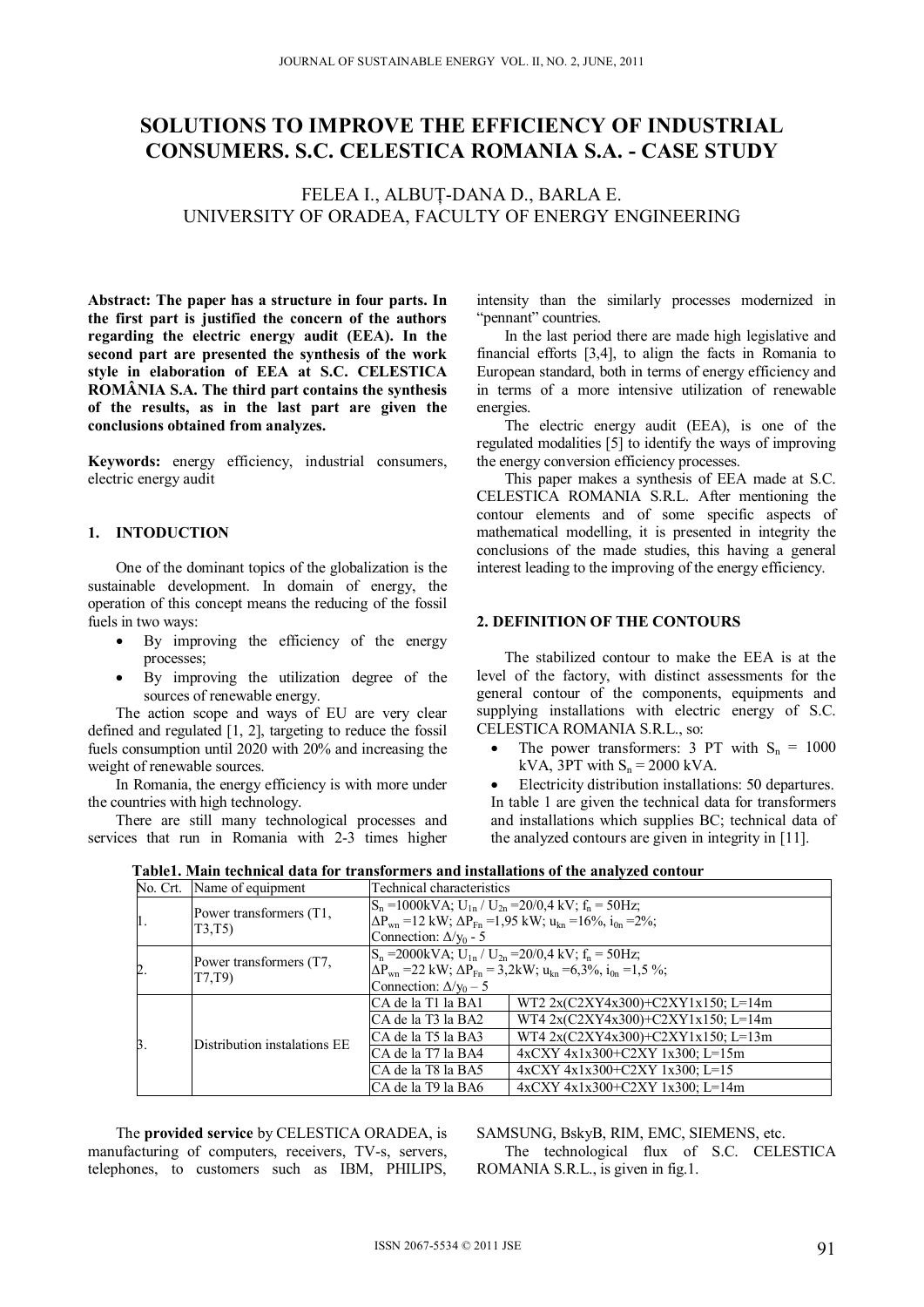# SOLUTIONS TO IMPROVE THE EFFICIENCY OF INDUSTRIAL CONSUMERS. S.C. CELESTICA ROMANIA S.A. - CASE STUDY

FELEA I., ALBUȚ-DANA D., BARLA E.
UNIVERSITY OF ORADEA, FACULTY OF ENERGY ENGINEERING

**Abstract: The paper has a structure in four parts. In the first part is justified the concern of the authors regarding the electric energy audit (EEA). In the second part are presented the synthesis of the work style in elaboration of EEA at S.C. CELESTICA ROMÂNIA S.A. The third part contains the synthesis of the results, as in the last part are given the conclusions obtained from analyzes.**

**Keywords:** energy efficiency, industrial consumers, electric energy audit

## 1. INTODUCTION

One of the dominant topics of the globalization is the sustainable development. In domain of energy, the operation of this concept means the reducing of the fossil fuels in two ways:

- By improving the efficiency of the energy processes;
- By improving the utilization degree of the sources of renewable energy.

The action scope and ways of EU are very clear defined and regulated [1, 2], targeting to reduce the fossil fuels consumption until 2020 with 20% and increasing the weight of renewable sources.

In Romania, the energy efficiency is with more under the countries with high technology.

There are still many technological processes and services that run in Romania with 2-3 times higher intensity than the similarly processes modernized in "pennant" countries.

In the last period there are made high legislative and financial efforts [3,4], to align the facts in Romania to European standard, both in terms of energy efficiency and in terms of a more intensive utilization of renewable energies.

The electric energy audit (EEA), is one of the regulated modalities [5] to identify the ways of improving the energy conversion efficiency processes.

This paper makes a synthesis of EEA made at S.C. CELESTICA ROMANIA S.R.L. After mentioning the contour elements and of some specific aspects of mathematical modelling, it is presented in integrity the conclusions of the made studies, this having a general interest leading to the improving of the energy efficiency.

## 2. DEFINITION OF THE CONTOURS

The stabilized contour to make the EEA is at the level of the factory, with distinct assessments for the general contour of the components, equipments and supplying installations with electric energy of S.C. CELESTICA ROMANIA S.R.L., so:

- The power transformers: 3 PT with $S_n$ = 1000 kVA, 3PT with $S_n$ = 2000 kVA.
- Electricity distribution installations: 50 departures.

In table 1 are given the technical data for transformers and installations which supplies BC; technical data of the analyzed contours are given in integrity in [11].

**Table1. Main technical data for transformers and installations of the analyzed contour**

| No. Crt. | Name of equipment | Technical characteristics | |
|---|---|---|---|
| 1. | Power transformers (T1, T3,T5) | $S_n$ =1000kVA; $U_{1n}$ / $U_{2n}$ =20/0,4 kV; $f_n$ = 50Hz; $\Delta P_{wn}$ =12 kW; $\Delta P_{Fn}$ =1,95 kW; $u_{kn}$ =16%, $i_{0n}$ =2%; Connection: $\Delta/y_0$ - 5 | |
| 2. | Power transformers (T7, T7,T9) | $S_n$ =2000kVA; $U_{1n}$ / $U_{2n}$ =20/0,4 kV; $f_n$ = 50Hz; $\Delta P_{wn}$ =22 kW; $\Delta P_{Fn}$ = 3,2kW; $u_{kn}$ =6,3%, $i_{0n}$ =1,5 %; Connection: $\Delta/y_0$ – 5 | |
| 3. | Distribution instalations EE | CA de la T1 la BA1 | WT2 2x(C2XY4x300)+C2XY1x150; L=14m |
| | | CA de la T3 la BA2 | WT4 2x(C2XY4x300)+C2XY1x150; L=14m |
| | | CA de la T5 la BA3 | WT4 2x(C2XY4x300)+C2XY1x150; L=13m |
| | | CA de la T7 la BA4 | 4xCXY 4x1x300+C2XY 1x300; L=15m |
| | | CA de la T8 la BA5 | 4xCXY 4x1x300+C2XY 1x300; L=15 |
| | | CA de la T9 la BA6 | 4xCXY 4x1x300+C2XY 1x300; L=14m |

The **provided service** by CELESTICA ORADEA, is manufacturing of computers, receivers, TV-s, servers, telephones, to customers such as IBM, PHILIPS, SAMSUNG, BskyB, RIM, EMC, SIEMENS, etc.

The technological flux of S.C. CELESTICA ROMANIA S.R.L., is given in fig.1.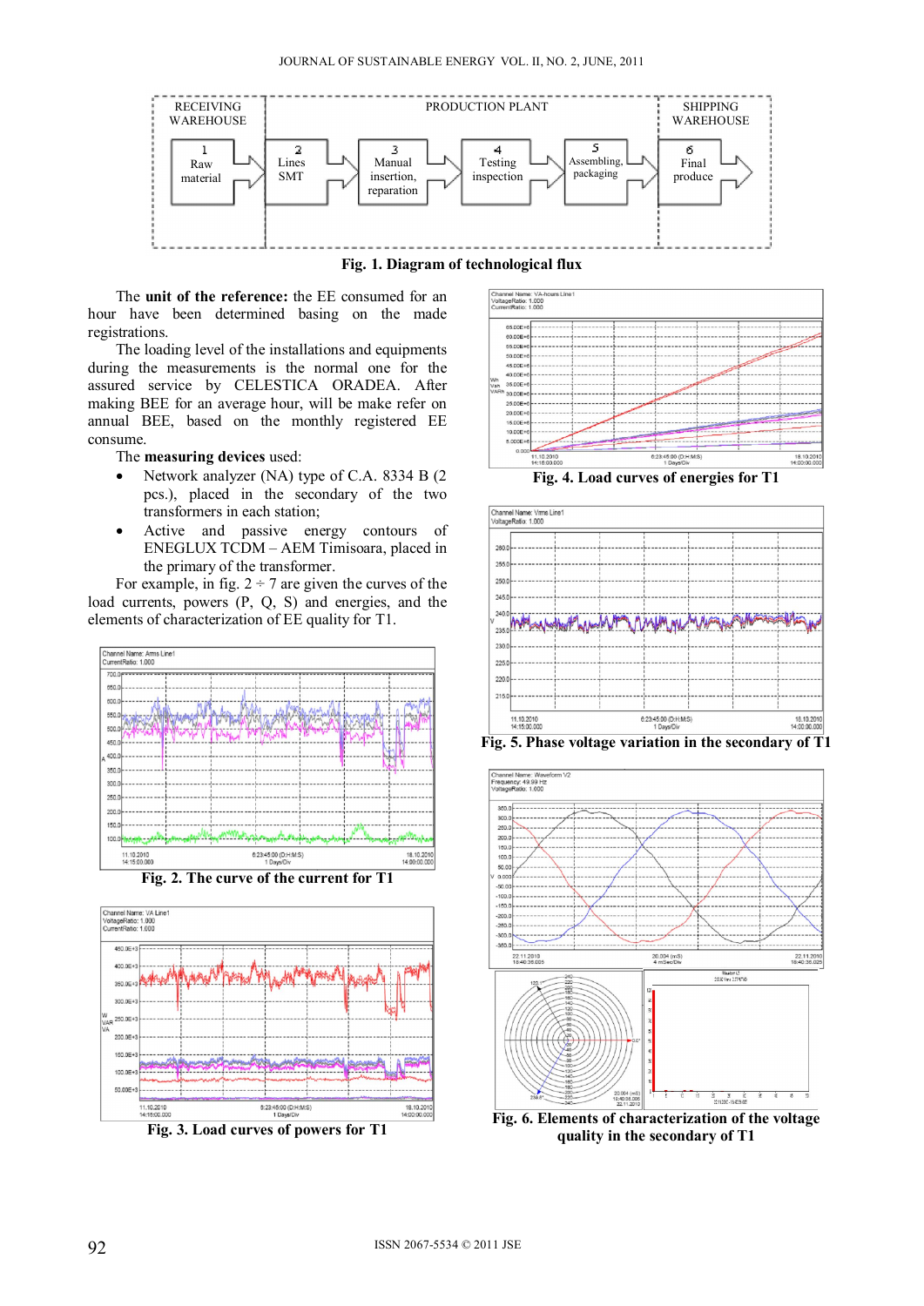Fig. 1. Diagram of technological flux

The **unit of the reference:** the EE consumed for an hour have been determined basing on the made registrations.

The loading level of the installations and equipments during the measurements is the normal one for the assured service by CELESTICA ORADEA. After making BEE for an average hour, will be make refer on annual BEE, based on the monthly registered EE consume.

The **measuring devices** used:

- Network analyzer (NA) type of C.A. 8334 B (2 pcs.), placed in the secondary of the two transformers in each station;
- Active and passive energy contours of ENEGLUX TCDM – AEM Timisoara, placed in the primary of the transformer.

For example, in fig. 2 ÷ 7 are given the curves of the load currents, powers (P, Q, S) and energies, and the elements of characterization of EE quality for T1.

Fig. 2. The curve of the current for T1

Fig. 3. Load curves of powers for T1

Fig. 4. Load curves of energies for T1

Fig. 5. Phase voltage variation in the secondary of T1

Fig. 6. Elements of characterization of the voltage quality in the secondary of T1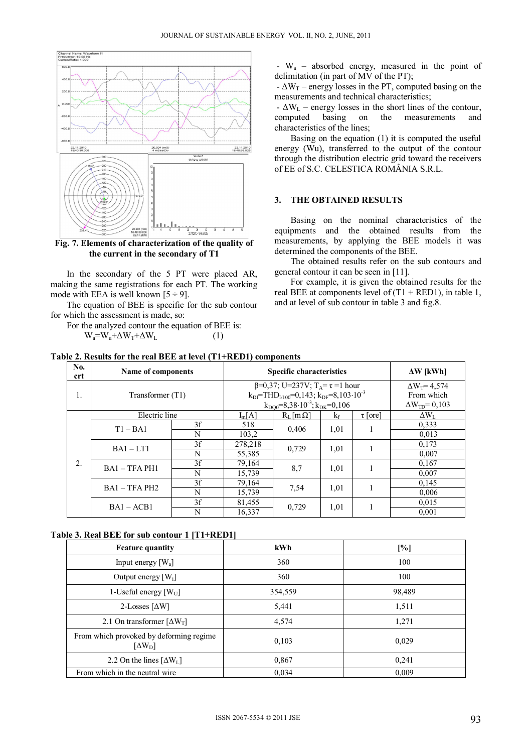Fig. 7. Elements of characterization of the quality of the current in the secondary of T1

In the secondary of the 5 PT were placed AR, making the same registrations for each PT. The working mode with EEA is well known [5 ÷ 9].

The equation of BEE is specific for the sub contour for which the assessment is made, so:

For the analyzed contour the equation of BEE is:

$$W_a = W_u + \Delta W_T + \Delta W_L \qquad (1)$$

- $W_a$ – absorbed energy, measured in the point of delimitation (in part of MV of the PT);
- $\Delta W_T$ – energy losses in the PT, computed basing on the measurements and technical characteristics;
- $\Delta W_L$ – energy losses in the short lines of the contour, computed basing on the measurements and characteristics of the lines;

Basing on the equation (1) it is computed the useful energy (Wu), transferred to the output of the contour through the distribution electric grid toward the receivers of EE of S.C. CELESTICA ROMÂNIA S.R.L.

## 3. THE OBTAINED RESULTS

Basing on the nominal characteristics of the equipments and the obtained results from the measurements, by applying the BEE models it was determined the components of the BEE.

The obtained results refer on the sub contours and general contour it can be seen in [11].

For example, it is given the obtained results for the real BEE at components level of (T1 + RED1), in table 1, and at level of sub contour in table 3 and fig.8.

**Table 2. Results for the real BEE at level (T1+RED1) components**

| No. crt | Name of components | | Specific characteristics | | | | ΔW [kWh] |
|---|---|---|---|---|---|---|---|
| 1. | Transformer (T1) | | $\beta$=0,37; U=237V; $T_A = \tau$ =1 hour<br>$k_{DI}$=$THD_{I/100}$=0,143; $k_{DF}$=$8,103 \cdot 10^{-3}$<br>$k_{DQ0}$=$8,38 \cdot 10^{-3}$; $k_{DK}$=0,106 | | | | $\Delta W_T$= 4,574<br>From which<br>$\Delta W_{TD}$= 0,103 |
| 2. | Electric line | | $I_m$[A] | $R_L$ [mΩ] | $k_f$ | τ [ore] | $\Delta W_L$ |
| | T1 – BA1 | 3f | 518 | 0,406 | 1,01 | 1 | 0,333 |
| | | N | 103,2 | | | | 0,013 |
| | BA1 – LT1 | 3f | 278,218 | 0,729 | 1,01 | 1 | 0,173 |
| | | N | 55,385 | | | | 0,007 |
| | BA1 – TFA PH1 | 3f | 79,164 | 8,7 | 1,01 | 1 | 0,167 |
| | | N | 15,739 | | | | 0,007 |
| | BA1 – TFA PH2 | 3f | 79,164 | 7,54 | 1,01 | 1 | 0,145 |
| | | N | 15,739 | | | | 0,006 |
| | BA1 – ACB1 | 3f | 81,455 | 0,729 | 1,01 | 1 | 0,015 |
| | | N | 16,337 | | | | 0,001 |

**Table 3. Real BEE for sub contour 1 [T1+RED1]**

| Feature quantity | kWh | [%] |
|---|---|---|
| Input energy [$W_a$] | 360 | 100 |
| Output energy [$W_i$] | 360 | 100 |
| 1-Useful energy [$W_U$] | 354,559 | 98,489 |
| 2-Losses [ΔW] | 5,441 | 1,511 |
| 2.1 On transformer [$\Delta W_T$] | 4,574 | 1,271 |
| From which provoked by deforming regime [$\Delta W_D$] | 0,103 | 0,029 |
| 2.2 On the lines [$\Delta W_L$] | 0,867 | 0,241 |
| From which in the neutral wire | 0,034 | 0,009 |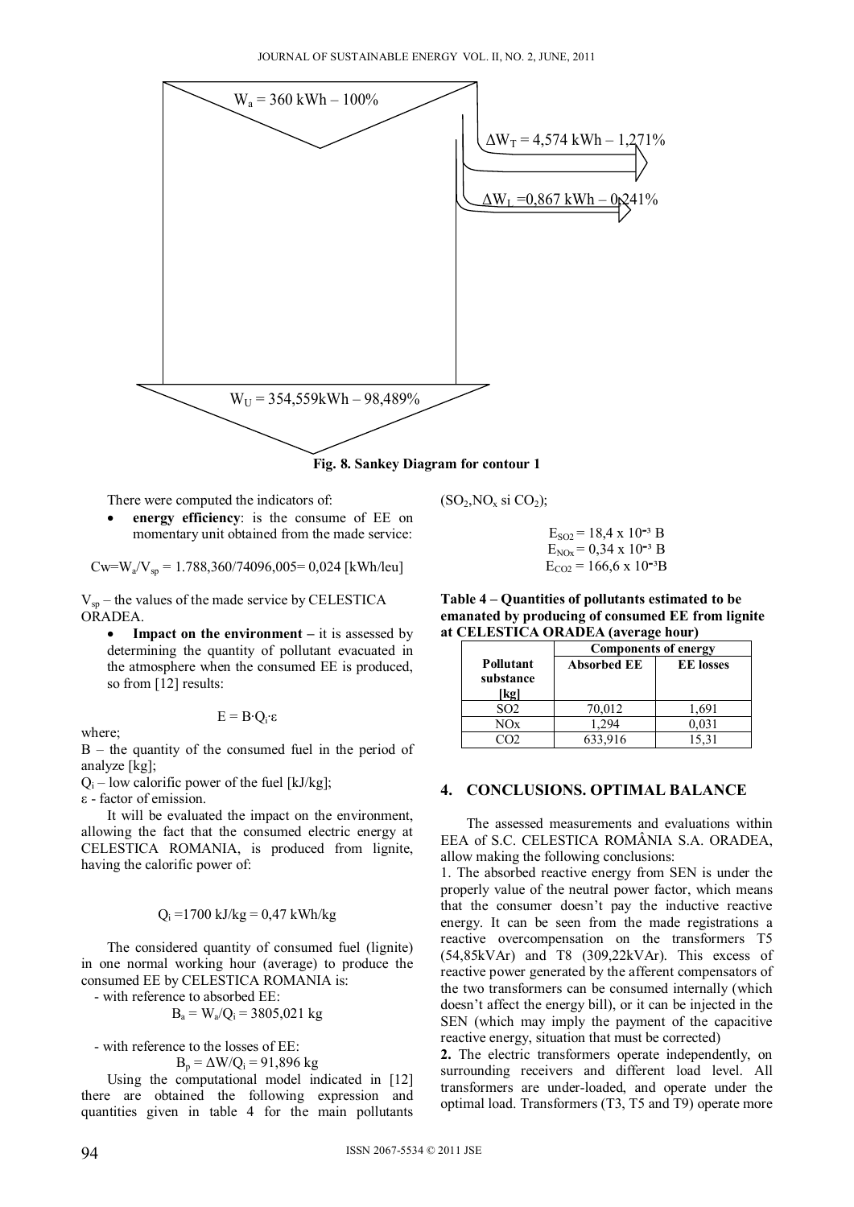$W_a$ = 360 kWh – 100%

$\Delta W_T$ = 4,574 kWh – 1,271%

$\Delta W_L$ =0,867 kWh – 0,241%

$W_U$ = 354,559kWh – 98,489%

**Fig. 8. Sankey Diagram for contour 1**

There were computed the indicators of:

- **energy efficiency**: is the consume of EE on momentary unit obtained from the made service:

$$Cw = W_a/V_{sp} = 1.788,360/74096,005 = 0,024\ [\text{kWh/leu}]$$

$V_{sp}$ – the values of the made service by CELESTICA ORADEA.

- **Impact on the environment –** it is assessed by determining the quantity of pollutant evacuated in the atmosphere when the consumed EE is produced, so from [12] results:

$$E = B \cdot Q_i \cdot \varepsilon$$

where;

B – the quantity of the consumed fuel in the period of analyze [kg];

$Q_i$ – low calorific power of the fuel [kJ/kg];

ε - factor of emission.

It will be evaluated the impact on the environment, allowing the fact that the consumed electric energy at CELESTICA ROMANIA, is produced from lignite, having the calorific power of:

$$Q_i = 1700\ \text{kJ/kg} = 0,47\ \text{kWh/kg}$$

The considered quantity of consumed fuel (lignite) in one normal working hour (average) to produce the consumed EE by CELESTICA ROMANIA is:

- with reference to absorbed EE:

$$B_a = W_a/Q_i = 3805,021\ \text{kg}$$

- with reference to the losses of EE:

$$B_p = \Delta W/Q_i = 91,896\ \text{kg}$$

Using the computational model indicated in [12] there are obtained the following expression and quantities given in table 4 for the main pollutants ($SO_2$, $NO_x$ si $CO_2$);

$$E_{SO2} = 18,4 \times 10^{-3}\ B$$
$$E_{NOx} = 0,34 \times 10^{-3}\ B$$
$$E_{CO2} = 166,6 \times 10^{-3} B$$

**Table 4 – Quantities of pollutants estimated to be emanated by producing of consumed EE from lignite at CELESTICA ORADEA (average hour)**

| Pollutant substance [kg] | Components of energy | |
|---|---|---|
| | Absorbed EE | EE losses |
| SO2 | 70,012 | 1,691 |
| NOx | 1,294 | 0,031 |
| CO2 | 633,916 | 15,31 |

## 4. CONCLUSIONS. OPTIMAL BALANCE

The assessed measurements and evaluations within EEA of S.C. CELESTICA ROMÂNIA S.A. ORADEA, allow making the following conclusions:

1. The absorbed reactive energy from SEN is under the properly value of the neutral power factor, which means that the consumer doesn't pay the inductive reactive energy. It can be seen from the made registrations a reactive overcompensation on the transformers T5 (54,85kVAr) and T8 (309,22kVAr). This excess of reactive power generated by the afferent compensators of the two transformers can be consumed internally (which doesn't affect the energy bill), or it can be injected in the SEN (which may imply the payment of the capacitive reactive energy, situation that must be corrected)

**2.** The electric transformers operate independently, on surrounding receivers and different load level. All transformers are under-loaded, and operate under the optimal load. Transformers (T3, T5 and T9) operate more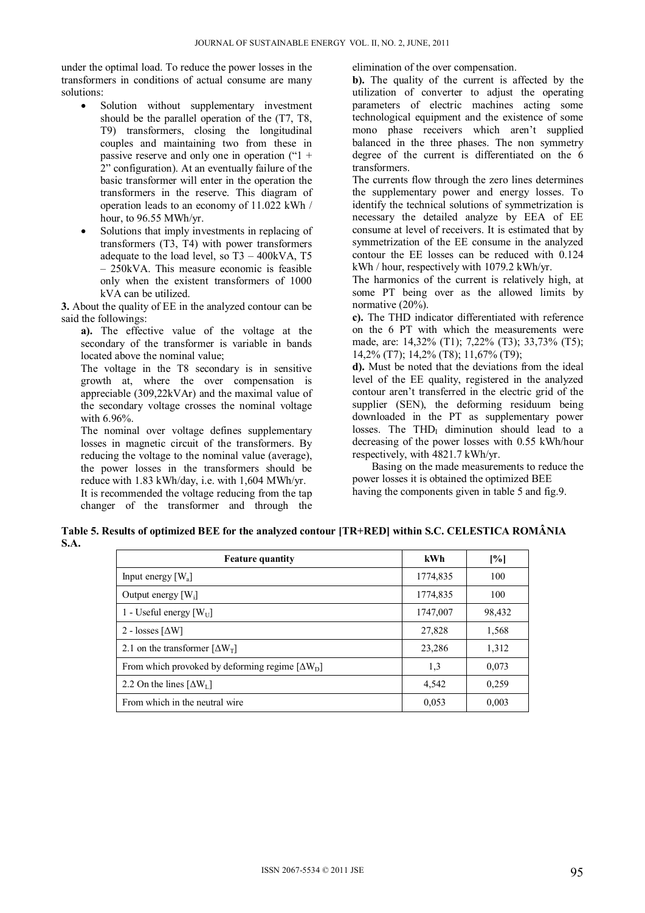under the optimal load. To reduce the power losses in the transformers in conditions of actual consume are many solutions:

- Solution without supplementary investment should be the parallel operation of the (T7, T8, T9) transformers, closing the longitudinal couples and maintaining two from these in passive reserve and only one in operation ("1 + 2" configuration). At an eventually failure of the basic transformer will enter in the operation the transformers in the reserve. This diagram of operation leads to an economy of 11.022 kWh / hour, to 96.55 MWh/yr.
- Solutions that imply investments in replacing of transformers (T3, T4) with power transformers adequate to the load level, so T3 – 400kVA, T5 – 250kVA. This measure economic is feasible only when the existent transformers of 1000 kVA can be utilized.

**3.** About the quality of EE in the analyzed contour can be said the followings:

**a).** The effective value of the voltage at the secondary of the transformer is variable in bands located above the nominal value;

The voltage in the T8 secondary is in sensitive growth at, where the over compensation is appreciable (309,22kVAr) and the maximal value of the secondary voltage crosses the nominal voltage with 6.96%.

The nominal over voltage defines supplementary losses in magnetic circuit of the transformers. By reducing the voltage to the nominal value (average), the power losses in the transformers should be reduce with 1.83 kWh/day, i.e. with 1,604 MWh/yr.

It is recommended the voltage reducing from the tap changer of the transformer and through the elimination of the over compensation.

**b).** The quality of the current is affected by the utilization of converter to adjust the operating parameters of electric machines acting some technological equipment and the existence of some mono phase receivers which aren't supplied balanced in the three phases. The non symmetry degree of the current is differentiated on the 6 transformers.

The currents flow through the zero lines determines the supplementary power and energy losses. To identify the technical solutions of symmetrization is necessary the detailed analyze by EEA of EE consume at level of receivers. It is estimated that by symmetrization of the EE consume in the analyzed contour the EE losses can be reduced with 0.124 kWh / hour, respectively with 1079.2 kWh/yr.

The harmonics of the current is relatively high, at some PT being over as the allowed limits by normative (20%).

**c).** The THD indicator differentiated with reference on the 6 PT with which the measurements were made, are: 14,32% (T1); 7,22% (T3); 33,73% (T5); 14,2% (T7); 14,2% (T8); 11,67% (T9);

**d).** Must be noted that the deviations from the ideal level of the EE quality, registered in the analyzed contour aren't transferred in the electric grid of the supplier (SEN), the deforming residuum being downloaded in the PT as supplementary power losses. The $THD_I$ diminution should lead to a decreasing of the power losses with 0.55 kWh/hour respectively, with 4821.7 kWh/yr.

Basing on the made measurements to reduce the power losses it is obtained the optimized BEE having the components given in table 5 and fig.9.

**Table 5. Results of optimized BEE for the analyzed contour [TR+RED] within S.C. CELESTICA ROMÂNIA S.A.**

| Feature quantity | kWh | [%] |
|---|---|---|
| Input energy [$W_a$] | 1774,835 | 100 |
| Output energy [$W_i$] | 1774,835 | 100 |
| 1 - Useful energy [$W_U$] | 1747,007 | 98,432 |
| 2 - losses [$\Delta W$] | 27,828 | 1,568 |
| 2.1 on the transformer [$\Delta W_T$] | 23,286 | 1,312 |
| From which provoked by deforming regime [$\Delta W_D$] | 1,3 | 0,073 |
| 2.2 On the lines [$\Delta W_L$] | 4,542 | 0,259 |
| From which in the neutral wire | 0,053 | 0,003 |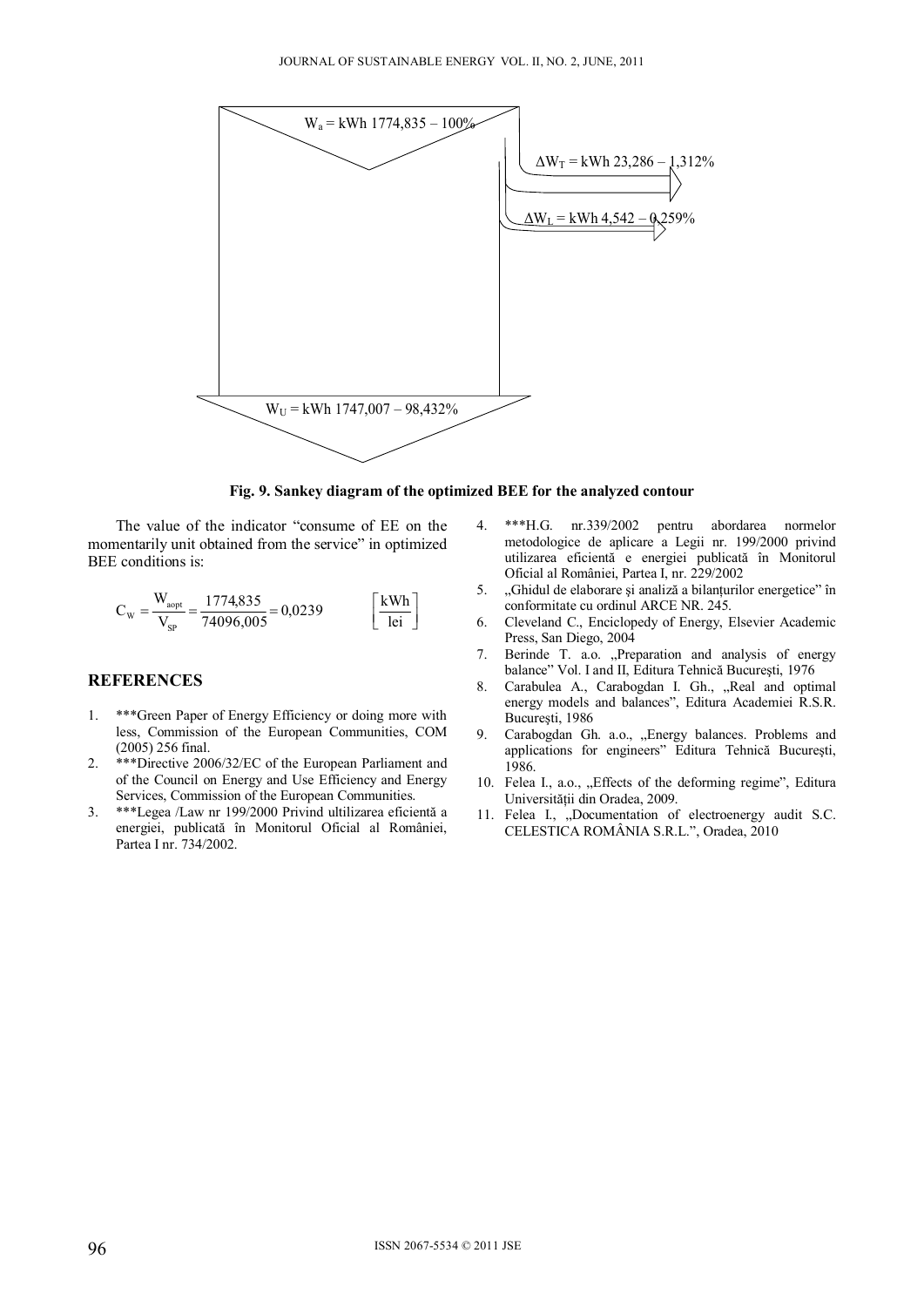$W_a$ = kWh 1774,835 – 100%

$\Delta W_T$ = kWh 23,286 – 1,312%

$\Delta W_L$ = kWh 4,542 – 0,259%

$W_U$ = kWh 1747,007 – 98,432%

**Fig. 9. Sankey diagram of the optimized BEE for the analyzed contour**

The value of the indicator "consume of EE on the momentarily unit obtained from the service" in optimized BEE conditions is:

$$C_W = \frac{W_{aopt}}{V_{SP}} = \frac{1774,835}{74096,005} = 0,0239 \qquad \left[\frac{\text{kWh}}{\text{lei}}\right]$$

## REFERENCES

1. ***Green Paper of Energy Efficiency or doing more with less, Commission of the European Communities, COM (2005) 256 final.
2. ***Directive 2006/32/EC of the European Parliament and of the Council on Energy and Use Efficiency and Energy Services, Commission of the European Communities.
3. ***Legea /Law nr 199/2000 Privind ultilizarea eficientă a energiei, publicată în Monitorul Oficial al României, Partea I nr. 734/2002.
4. ***H.G. nr.339/2002 pentru abordarea normelor metodologice de aplicare a Legii nr. 199/2000 privind utilizarea eficientă e energiei publicată în Monitorul Oficial al României, Partea I, nr. 229/2002
5. „Ghidul de elaborare şi analiză a bilanţurilor energetice" în conformitate cu ordinul ARCE NR. 245.
6. Cleveland C., Enciclopedy of Energy, Elsevier Academic Press, San Diego, 2004
7. Berinde T. a.o. „Preparation and analysis of energy balance" Vol. I and II, Editura Tehnică Bucureşti, 1976
8. Carabulea A., Carabogdan I. Gh., „Real and optimal energy models and balances", Editura Academiei R.S.R. Bucureşti, 1986
9. Carabogdan Gh. a.o., „Energy balances. Problems and applications for engineers" Editura Tehnică Bucureşti, 1986.
10. Felea I., a.o., „Effects of the deforming regime", Editura Universităţii din Oradea, 2009.
11. Felea I., „Documentation of electroenergy audit S.C. CELESTICA ROMÂNIA S.R.L.", Oradea, 2010